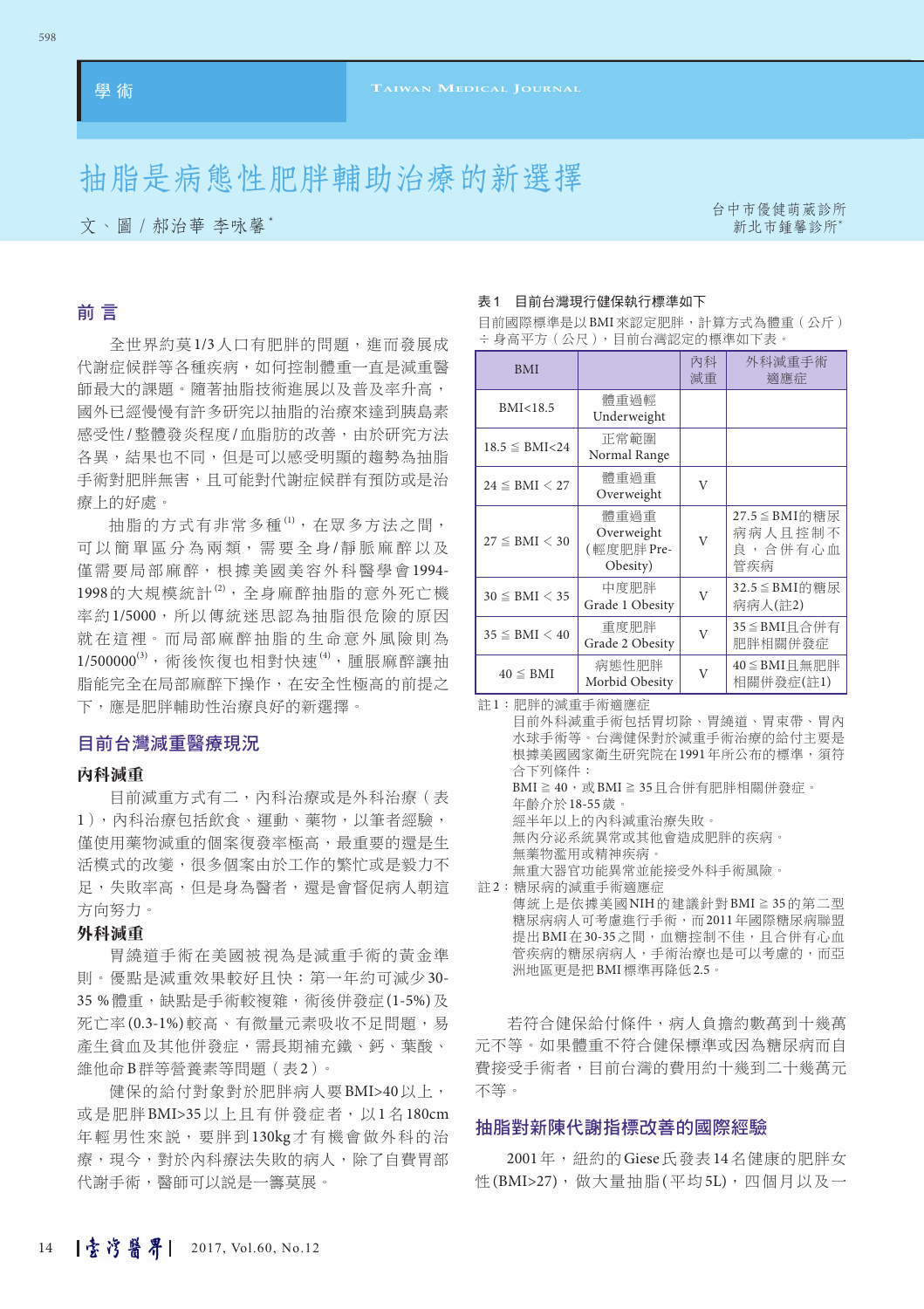# 抽脂是病態性肥胖輔助治療的新選擇

文、圖／郝治華 李咏馨*

台中市優健萌葳診所
新北市鍾馨診所*

## 前言

全世界約莫1/3人口有肥胖的問題，進而發展成代謝症候群等各種疾病，如何控制體重一直是減重醫師最大的課題。隨著抽脂技術進展以及普及率升高，國外已經慢慢有許多研究以抽脂的治療來達到胰島素感受性/整體發炎程度/血脂肪的改善，由於研究方法各異，結果也不同，但是可以感受明顯的趨勢為抽脂手術對肥胖無害，且可能對代謝症候群有預防或是治療上的好處。

抽脂的方式有非常多種[1]，在眾多方法之間，可以簡單區分為兩類，需要全身/靜脈麻醉以及僅需要局部麻醉，根據美國美容外科醫學會1994-1998的大規模統計[2]，全身麻醉抽脂的意外死亡機率約1/5000，所以傳統迷思認為抽脂很危險的原因就在這裡。而局部麻醉抽脂的生命意外風險則為1/500000[3]，術後恢復也相對快速[4]，腫脹麻醉讓抽脂能完全在局部麻醉下操作，在安全性極高的前提之下，應是肥胖輔助性治療良好的新選擇。

## 目前台灣減重醫療現況

### 內科減重

目前減重方式有二，內科治療或是外科治療（表1），內科治療包括飲食、運動、藥物，以筆者經驗，僅使用藥物減重的個案復發率極高，最重要的還是生活模式的改變，很多個案由於工作的繁忙或是毅力不足，失敗率高，但是身為醫者，還是會督促病人朝這方向努力。

### 外科減重

胃繞道手術在美國被視為是減重手術的黃金準則。優點是減重效果較好且快：第一年約可減少30-35 %體重，缺點是手術較複雜，術後併發症(1-5%)及死亡率(0.3-1%)較高、有微量元素吸收不足問題，易產生貧血及其他併發症，需長期補充鐵、鈣、葉酸、維他命B群等營養素等問題（表2）。

健保的給付對象對於肥胖病人要BMI>40以上，或是肥胖BMI>35以上且有併發症者，以1名180cm年輕男性來說，要胖到130kg才有機會做外科的治療，現今，對於內科療法失敗的病人，除了自費胃部代謝手術，醫師可以說是一籌莫展。

**表1　目前台灣現行健保執行標準如下**

目前國際標準是以BMI來認定肥胖，計算方式為體重（公斤）÷身高平方（公尺），目前台灣認定的標準如下表。

| BMI | | 內科減重 | 外科減重手術適應症 |
|---|---|---|---|
| BMI<18.5 | 體重過輕 Underweight | | |
| 18.5 ≦ BMI<24 | 正常範圍 Normal Range | | |
| 24 ≦ BMI ＜ 27 | 體重過重 Overweight | V | |
| 27 ≦ BMI ＜ 30 | 體重過重 Overweight (輕度肥胖 Pre-Obesity) | V | 27.5≦BMI的糖尿病病人且控制不良，合併有心血管疾病 |
| 30 ≦ BMI ＜ 35 | 中度肥胖 Grade 1 Obesity | V | 32.5≦BMI的糖尿病病人(註2) |
| 35 ≦ BMI ＜ 40 | 重度肥胖 Grade 2 Obesity | V | 35≦BMI且合併有肥胖相關併發症 |
| 40 ≦ BMI | 病態性肥胖 Morbid Obesity | V | 40≦BMI且無肥胖相關併發症(註1) |

註1：肥胖的減重手術適應症
目前外科減重手術包括胃切除、胃繞道、胃束帶、胃內水球手術等。台灣健保對於減重手術治療的給付主要是根據美國國家衛生研究院在1991年所公布的標準，須符合下列條件：
BMI ≧ 40，或BMI ≧ 35且合併有肥胖相關併發症。
年齡介於18-55歲。
經半年以上的內科減重治療失敗。
無內分泌系統異常或其他會造成肥胖的疾病。
無藥物濫用或精神疾病。
無重大器官功能異常並能接受外科手術風險。

註2：糖尿病的減重手術適應症
傳統上是依據美國NIH的建議針對BMI ≧ 35的第二型糖尿病病人可考慮進行手術，而2011年國際糖尿病聯盟提出BMI在30-35之間，血糖控制不佳，且合併有心血管疾病的糖尿病病人，手術治療也是可以考慮的，而亞洲地區更是把BMI標準再降低2.5。

若符合健保給付條件，病人負擔約數萬到十幾萬元不等。如果體重不符合健保標準或因為糖尿病而自費接受手術者，目前台灣的費用約十幾到二十幾萬元不等。

## 抽脂對新陳代謝指標改善的國際經驗

2001年，紐約的Giese氏發表14名健康的肥胖女性(BMI>27)，做大量抽脂(平均5L)，四個月以及一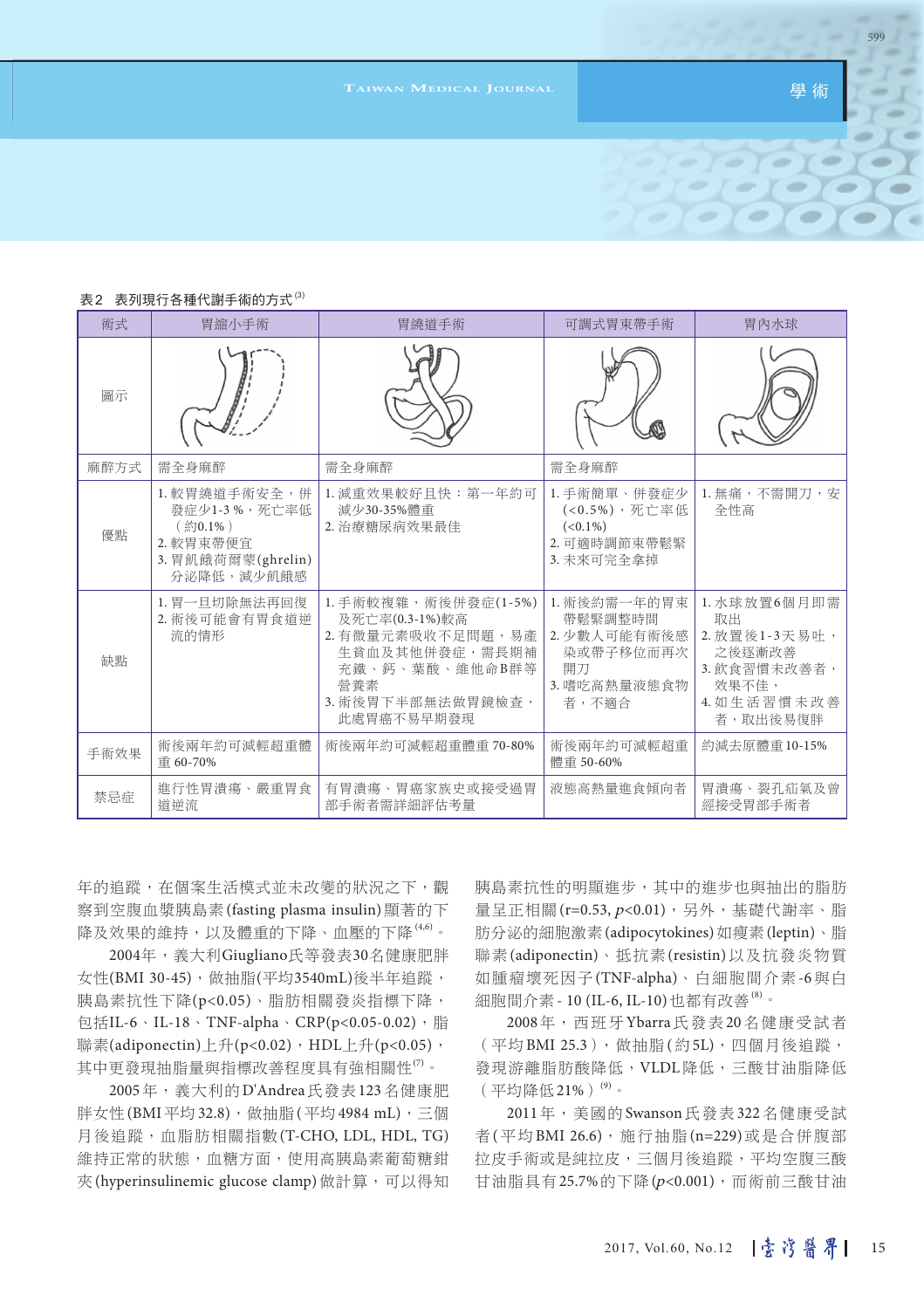表2　表列現行各種代謝手術的方式[3]

| 術式 | 胃縮小手術 | 胃繞道手術 | 可調式胃束帶手術 | 胃內水球 |
|---|---|---|---|---|
| 圖示 | | | | |
| 麻醉方式 | 需全身麻醉 | 需全身麻醉 | 需全身麻醉 | |
| 優點 | 1. 較胃繞道手術安全，併發症少1-3 %，死亡率低（約0.1%）<br>2. 較胃束帶便宜<br>3. 胃飢餓荷爾蒙(ghrelin)分泌降低，減少飢餓感 | 1. 減重效果較好且快：第一年約可減少30-35%體重<br>2. 治療糖尿病效果最佳 | 1. 手術簡單、併發症少(<0.5%)，死亡率低(<0.1%)<br>2. 可適時調節束帶鬆緊<br>3. 未來可完全拿掉 | 1. 無痛，不需開刀，安全性高 |
| 缺點 | 1. 胃一旦切除無法再回復<br>2. 術後可能會有胃食道逆流的情形 | 1. 手術較複雜，術後併發症(1-5%)及死亡率(0.3-1%)較高<br>2. 有微量元素吸收不足問題，易產生貧血及其他併發症，需長期補充鐵、鈣、葉酸、維他命B群等營養素<br>3. 術後胃下半部無法做胃鏡檢查，此處胃癌不易早期發現 | 1. 術後約需一年的胃束帶鬆緊調整時間<br>2. 少數人可能有術後感染或帶子移位而再次開刀<br>3. 嗜吃高熱量液態食物者，不適合 | 1. 水球放置6個月即需取出<br>2. 放置後1-3天易吐，之後逐漸改善<br>3. 飲食習慣未改善者，效果不佳，<br>4. 如生活習慣未改善者，取出後易復胖 |
| 手術效果 | 術後兩年約可減輕超重體重 60-70% | 術後兩年約可減輕超重體重 70-80% | 術後兩年約可減輕超重體重 50-60% | 約減去原體重10-15% |
| 禁忌症 | 進行性胃潰瘍、嚴重胃食道逆流 | 有胃潰瘍、胃癌家族史或接受過胃部手術者需詳細評估考量 | 液態高熱量進食傾向者 | 胃潰瘍、裂孔疝氣及曾經接受胃部手術者 |

年的追蹤，在個案生活模式並未改變的狀況之下，觀察到空腹血漿胰島素(fasting plasma insulin)顯著的下降及效果的維持，以及體重的下降、血壓的下降[4,6]。

2004年，義大利Giugliano氏等發表30名健康肥胖女性(BMI 30-45)，做抽脂(平均3540mL)後半年追蹤，胰島素抗性下降($p<0.05$)、脂肪相關發炎指標下降，包括IL-6、IL-18、TNF-alpha、CRP($p<0.05$-0.02)，脂聯素(adiponectin)上升($p<0.02$)，HDL上升($p<0.05$)，其中更發現抽脂量與指標改善程度具有強相關性[7]。

2005年，義大利的D'Andrea氏發表123名健康肥胖女性(BMI平均32.8)，做抽脂(平均4984 mL)，三個月後追蹤，血脂肪相關指數(T-CHO, LDL, HDL, TG)維持正常的狀態，血糖方面，使用高胰島素葡萄糖鉗夾(hyperinsulinemic glucose clamp)做計算，可以得知胰島素抗性的明顯進步，其中的進步也與抽出的脂肪量呈正相關($r=0.53$, $p<0.01$)，另外，基礎代謝率、脂肪分泌的細胞激素(adipocytokines)如瘦素(leptin)、脂聯素(adiponectin)、抵抗素(resistin)以及抗發炎物質如腫瘤壞死因子(TNF-alpha)、白細胞間介素-6與白細胞間介素-10 (IL-6, IL-10)也都有改善[8]。

2008年，西班牙Ybarra氏發表20名健康受試者（平均BMI 25.3），做抽脂(約5L)，四個月後追蹤，發現游離脂肪酸降低，VLDL降低，三酸甘油脂降低（平均降低21%）[9]。

2011年，美國的Swanson氏發表322名健康受試者(平均BMI 26.6)，施行抽脂(n=229)或是合併腹部拉皮手術或是純拉皮，三個月後追蹤，平均空腹三酸甘油脂具有25.7%的下降($p<0.001$)，而術前三酸甘油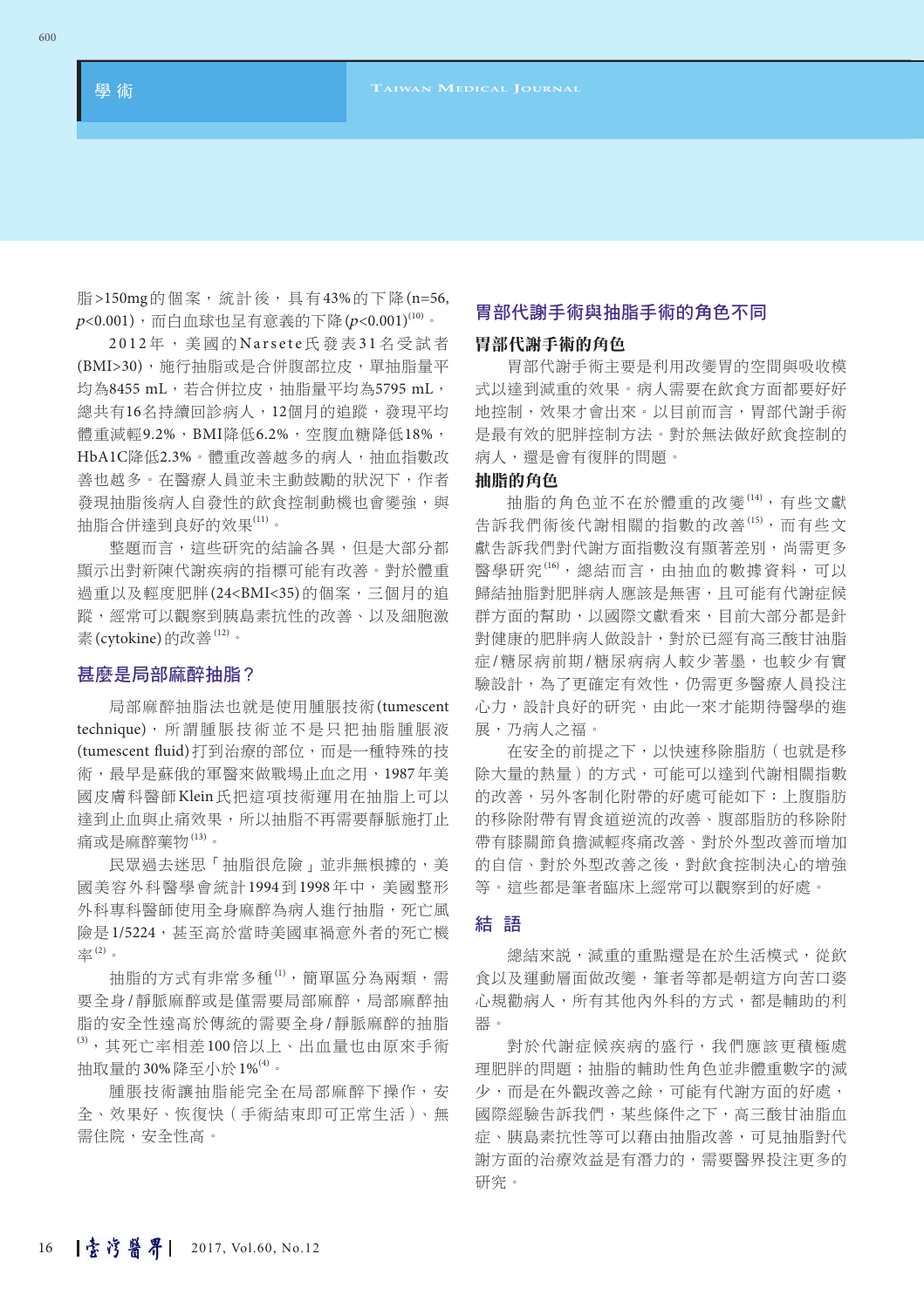脂>150mg的個案，統計後，具有43%的下降(n=56, $p$<0.001)，而白血球也呈有意義的下降($p$<0.001)[10]。

2012年，美國的Narsete氏發表31名受試者(BMI>30)，施行抽脂或是合併腹部拉皮，單抽脂量平均為8455 mL，若合併拉皮，抽脂量平均為5795 mL，總共有16名持續回診病人，12個月的追蹤，發現平均體重減輕9.2%，BMI降低6.2%，空腹血糖降低18%，HbA1C降低2.3%。體重改善越多的病人，抽血指數改善也越多。在醫療人員並未主動鼓勵的狀況下，作者發現抽脂後病人自發性的飲食控制動機也會變強，與抽脂合併達到良好的效果[11]。

整題而言，這些研究的結論各異，但是大部分都顯示出對新陳代謝疾病的指標可能有改善。對於體重過重以及輕度肥胖(24<BMI<35)的個案，三個月的追蹤，經常可以觀察到胰島素抗性的改善、以及細胞激素(cytokine)的改善[12]。

## 甚麼是局部麻醉抽脂？

局部麻醉抽脂法也就是使用腫脹技術(tumescent technique)，所謂腫脹技術並不是只把抽脂腫脹液(tumescent fluid)打到治療的部位，而是一種特殊的技術，最早是蘇俄的軍醫來做戰場止血之用，1987年美國皮膚科醫師Klein氏把這項技術運用在抽脂上可以達到止血與止痛效果，所以抽脂不再需要靜脈施打止痛或是麻醉藥物[13]。

民眾過去迷思「抽脂很危險」並非無根據的，美國美容外科醫學會統計1994到1998年中，美國整形外科專科醫師使用全身麻醉為病人進行抽脂，死亡風險是1/5224，甚至高於當時美國車禍意外者的死亡機率[2]。

抽脂的方式有非常多種[1]，簡單區分為兩類，需要全身/靜脈麻醉或是僅需要局部麻醉，局部麻醉抽脂的安全性遠高於傳統的需要全身/靜脈麻醉的抽脂[3]，其死亡率相差100倍以上、出血量也由原來手術抽取量的30%降至小於1%[4]。

腫脹技術讓抽脂能完全在局部麻醉下操作，安全、效果好、恢復快（手術結束即可正常生活）、無需住院，安全性高。

## 胃部代謝手術與抽脂手術的角色不同

### 胃部代謝手術的角色

胃部代謝手術主要是利用改變胃的空間與吸收模式以達到減重的效果。病人需要在飲食方面都要好好地控制，效果才會出來。以目前而言，胃部代謝手術是最有效的肥胖控制方法。對於無法做好飲食控制的病人，還是會有復胖的問題。

### 抽脂的角色

抽脂的角色並不在於體重的改變[14]，有些文獻告訴我們術後代謝相關的指數的改善[15]，而有些文獻告訴我們對代謝方面指數沒有顯著差別，尚需更多醫學研究[16]，總結而言，由抽脂的數據資料，可以歸結抽脂對肥胖病人應該是無害，且可能有代謝症候群方面的幫助，以國際文獻看來，目前大部分都是針對健康的肥胖病人做設計，對於已經有高三酸甘油脂症/糖尿病前期/糖尿病病人較少著墨，也較少有實驗設計，為了更確定有效性，仍需更多醫療人員投注心力，設計良好的研究，由此一來才能期待醫學的進展，乃病人之福。

在安全的前提之下，以快速移除脂肪（也就是移除大量的熱量）的方式，可能可以達到代謝相關指數的改善，另外客制化附帶的好處可能如下：上腹脂肪的移除附帶有胃食道逆流的改善、腹部脂肪的移除附帶有膝關節負擔減輕疼痛改善、對於外型改善而增加的自信、對於外型改善之後，對飲食控制決心的增強等。這些都是筆者臨床上經常可以觀察到的好處。

## 結 語

總結來說，減重的重點還是在於生活模式，從飲食以及運動層面做改變，筆者等都是朝這方向苦口婆心規勸病人，所有其他內外科的方式，都是輔助的利器。

對於代謝症候疾病的盛行，我們應該更積極處理肥胖的問題；抽脂的輔助性角色並非體重數字的減少，而是在外觀改善之餘，可能有代謝方面的好處，國際經驗告訴我們，某些條件之下，高三酸甘油脂血症、胰島素抗性等可以藉由抽脂改善，可見抽脂對代謝方面的治療效益是有潛力的，需要醫界投注更多的研究。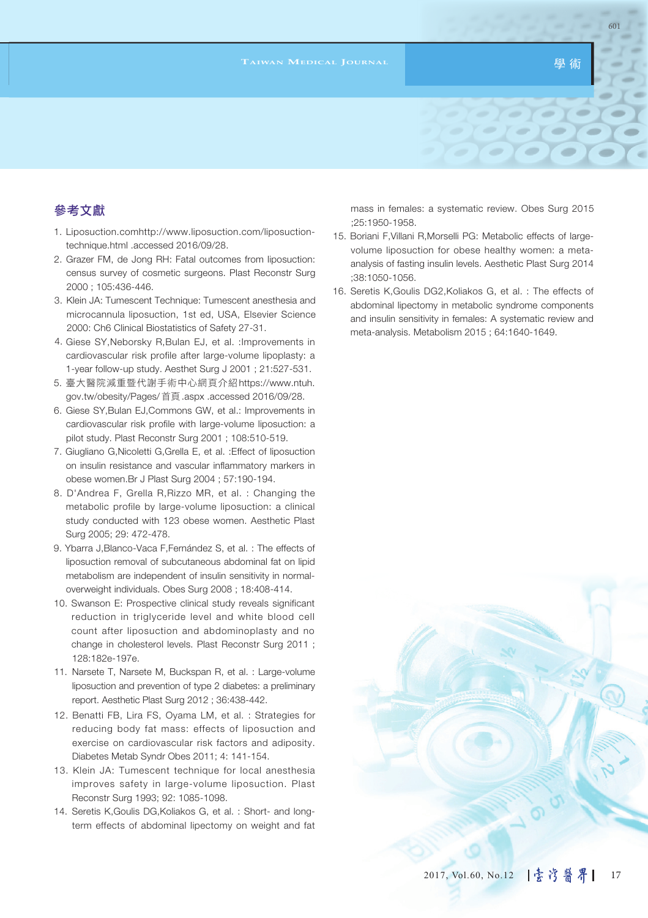## 參考文獻

1. Liposuction.comhttp://www.liposuction.com/liposuction-technique.html .accessed 2016/09/28.
2. Grazer FM, de Jong RH: Fatal outcomes from liposuction: census survey of cosmetic surgeons. Plast Reconstr Surg 2000 ; 105:436-446.
3. Klein JA: Tumescent Technique: Tumescent anesthesia and microcannula liposuction, 1st ed, USA, Elsevier Science 2000: Ch6 Clinical Biostatistics of Safety 27-31.
4. Giese SY,Neborsky R,Bulan EJ, et al. :Improvements in cardiovascular risk profile after large-volume lipoplasty: a 1-year follow-up study. Aesthet Surg J 2001 ; 21:527-531.
5. 臺大醫院減重暨代謝手術中心網頁介紹https://www.ntuh.gov.tw/obesity/Pages/首頁.aspx .accessed 2016/09/28.
6. Giese SY,Bulan EJ,Commons GW, et al.: Improvements in cardiovascular risk profile with large-volume liposuction: a pilot study. Plast Reconstr Surg 2001 ; 108:510-519.
7. Giugliano G,Nicoletti G,Grella E, et al. :Effect of liposuction on insulin resistance and vascular inflammatory markers in obese women.Br J Plast Surg 2004 ; 57:190-194.
8. D'Andrea F, Grella R,Rizzo MR, et al. : Changing the metabolic profile by large-volume liposuction: a clinical study conducted with 123 obese women. Aesthetic Plast Surg 2005; 29: 472-478.
9. Ybarra J,Blanco-Vaca F,Fernández S, et al. : The effects of liposuction removal of subcutaneous abdominal fat on lipid metabolism are independent of insulin sensitivity in normal-overweight individuals. Obes Surg 2008 ; 18:408-414.
10. Swanson E: Prospective clinical study reveals significant reduction in triglyceride level and white blood cell count after liposuction and abdominoplasty and no change in cholesterol levels. Plast Reconstr Surg 2011 ; 128:182e-197e.
11. Narsete T, Narsete M, Buckspan R, et al. : Large-volume liposuction and prevention of type 2 diabetes: a preliminary report. Aesthetic Plast Surg 2012 ; 36:438-442.
12. Benatti FB, Lira FS, Oyama LM, et al. : Strategies for reducing body fat mass: effects of liposuction and exercise on cardiovascular risk factors and adiposity. Diabetes Metab Syndr Obes 2011; 4: 141-154.
13. Klein JA: Tumescent technique for local anesthesia improves safety in large-volume liposuction. Plast Reconstr Surg 1993; 92: 1085-1098.
14. Seretis K,Goulis DG,Koliakos G, et al. : Short- and long-term effects of abdominal lipectomy on weight and fat mass in females: a systematic review. Obes Surg 2015 ;25:1950-1958.
15. Boriani F,Villani R,Morselli PG: Metabolic effects of large-volume liposuction for obese healthy women: a meta-analysis of fasting insulin levels. Aesthetic Plast Surg 2014 ;38:1050-1056.
16. Seretis K,Goulis DG2,Koliakos G, et al. : The effects of abdominal lipectomy in metabolic syndrome components and insulin sensitivity in females: A systematic review and meta-analysis. Metabolism 2015 ; 64:1640-1649.